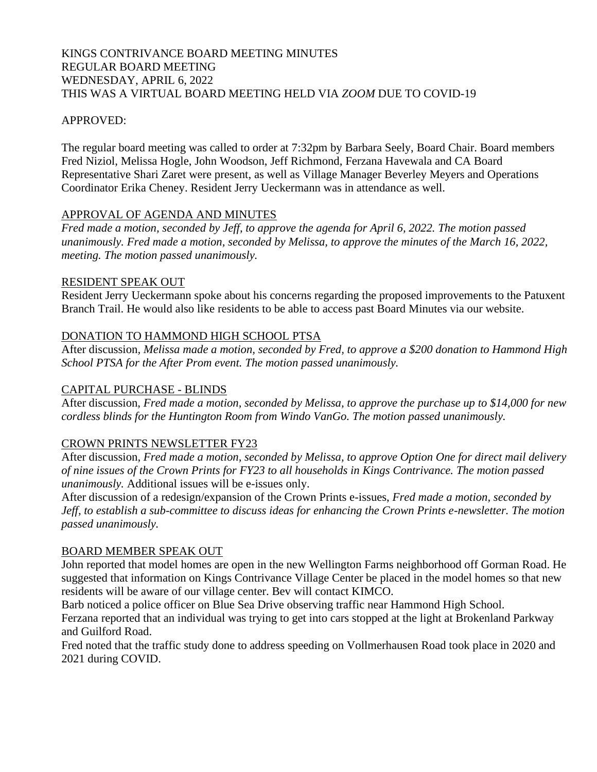KINGS CONTRIVANCE BOARD MEETING MINUTES
REGULAR BOARD MEETING
WEDNESDAY, APRIL 6, 2022
THIS WAS A VIRTUAL BOARD MEETING HELD VIA *ZOOM* DUE TO COVID-19

APPROVED:

The regular board meeting was called to order at 7:32pm by Barbara Seely, Board Chair. Board members Fred Niziol, Melissa Hogle, John Woodson, Jeff Richmond, Ferzana Havewala and CA Board Representative Shari Zaret were present, as well as Village Manager Beverley Meyers and Operations Coordinator Erika Cheney. Resident Jerry Ueckermann was in attendance as well.

## APPROVAL OF AGENDA AND MINUTES

*Fred made a motion, seconded by Jeff, to approve the agenda for April 6, 2022. The motion passed unanimously. Fred made a motion, seconded by Melissa, to approve the minutes of the March 16, 2022, meeting. The motion passed unanimously.*

## RESIDENT SPEAK OUT

Resident Jerry Ueckermann spoke about his concerns regarding the proposed improvements to the Patuxent Branch Trail. He would also like residents to be able to access past Board Minutes via our website.

## DONATION TO HAMMOND HIGH SCHOOL PTSA

After discussion, *Melissa made a motion, seconded by Fred, to approve a $200 donation to Hammond High School PTSA for the After Prom event. The motion passed unanimously.*

## CAPITAL PURCHASE - BLINDS

After discussion, *Fred made a motion, seconded by Melissa, to approve the purchase up to $14,000 for new cordless blinds for the Huntington Room from Windo VanGo. The motion passed unanimously.*

## CROWN PRINTS NEWSLETTER FY23

After discussion, *Fred made a motion, seconded by Melissa, to approve Option One for direct mail delivery of nine issues of the Crown Prints for FY23 to all households in Kings Contrivance. The motion passed unanimously.* Additional issues will be e-issues only.

After discussion of a redesign/expansion of the Crown Prints e-issues, *Fred made a motion, seconded by Jeff, to establish a sub-committee to discuss ideas for enhancing the Crown Prints e-newsletter. The motion passed unanimously.*

## BOARD MEMBER SPEAK OUT

John reported that model homes are open in the new Wellington Farms neighborhood off Gorman Road. He suggested that information on Kings Contrivance Village Center be placed in the model homes so that new residents will be aware of our village center. Bev will contact KIMCO.

Barb noticed a police officer on Blue Sea Drive observing traffic near Hammond High School.

Ferzana reported that an individual was trying to get into cars stopped at the light at Brokenland Parkway and Guilford Road.

Fred noted that the traffic study done to address speeding on Vollmerhausen Road took place in 2020 and 2021 during COVID.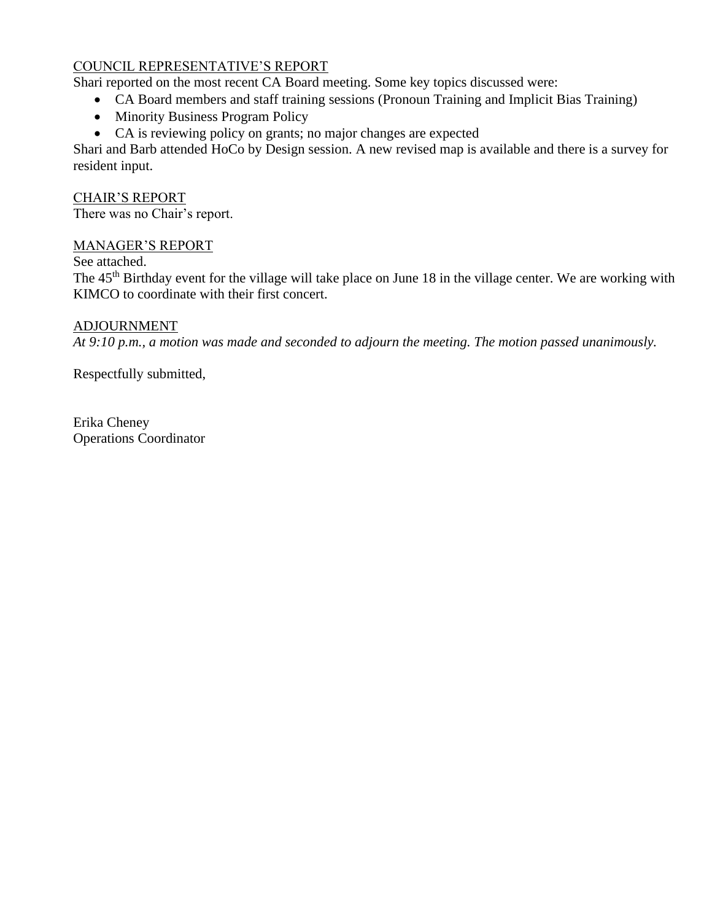COUNCIL REPRESENTATIVE'S REPORT

Shari reported on the most recent CA Board meeting. Some key topics discussed were:

- CA Board members and staff training sessions (Pronoun Training and Implicit Bias Training)
- Minority Business Program Policy
- CA is reviewing policy on grants; no major changes are expected

Shari and Barb attended HoCo by Design session. A new revised map is available and there is a survey for resident input.

CHAIR'S REPORT

There was no Chair's report.

MANAGER'S REPORT

See attached.

The 45th Birthday event for the village will take place on June 18 in the village center. We are working with KIMCO to coordinate with their first concert.

ADJOURNMENT

*At 9:10 p.m., a motion was made and seconded to adjourn the meeting. The motion passed unanimously.*

Respectfully submitted,

Erika Cheney
Operations Coordinator